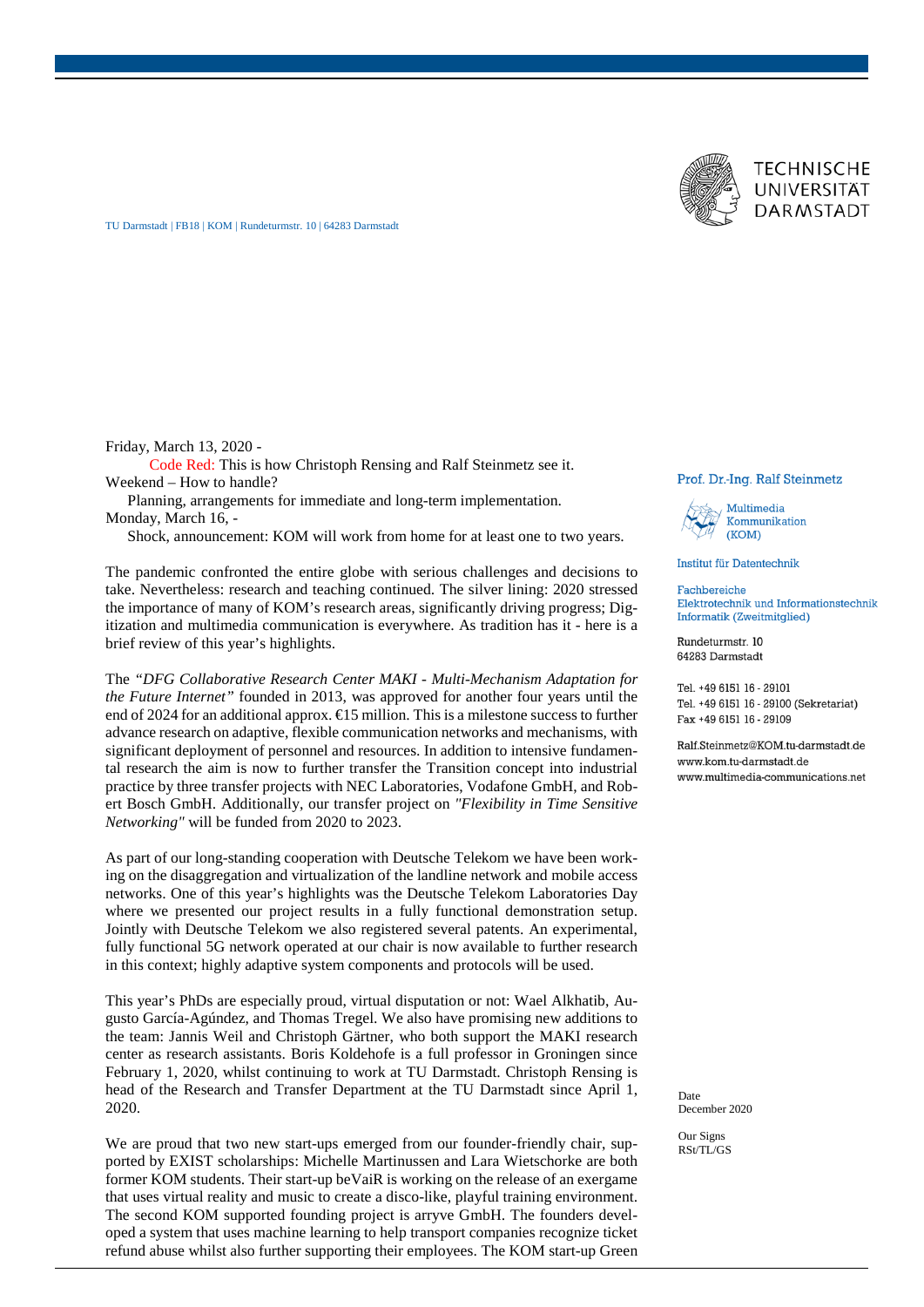TECHNISCHE UNIVERSITÄT DARMSTADT

TU Darmstadt | FB18 | KOM | Rundeturmstr. 10 | 64283 Darmstadt

**Prof. Dr.-Ing. Ralf Steinmetz**

Multimedia Kommunikation (KOM)

Institut für Datentechnik

Fachbereiche
Elektrotechnik und Informationstechnik
Informatik (Zweitmitglied)

Rundeturmstr. 10
64283 Darmstadt

Tel. +49 6151 16 - 29101
Tel. +49 6151 16 - 29100 (Sekretariat)
Fax +49 6151 16 - 29109

Ralf.Steinmetz@KOM.tu-darmstadt.de
www.kom.tu-darmstadt.de
www.multimedia-communications.net

Date
December 2020

Our Signs
RSt/TL/GS

Friday, March 13, 2020 -
    Code Red: This is how Christoph Rensing and Ralf Steinmetz see it.
Weekend – How to handle?
    Planning, arrangements for immediate and long-term implementation.
Monday, March 16, -
    Shock, announcement: KOM will work from home for at least one to two years.

The pandemic confronted the entire globe with serious challenges and decisions to take. Nevertheless: research and teaching continued. The silver lining: 2020 stressed the importance of many of KOM's research areas, significantly driving progress; Digitization and multimedia communication is everywhere. As tradition has it - here is a brief review of this year's highlights.

The *"DFG Collaborative Research Center MAKI - Multi-Mechanism Adaptation for the Future Internet"* founded in 2013, was approved for another four years until the end of 2024 for an additional approx. €15 million. This is a milestone success to further advance research on adaptive, flexible communication networks and mechanisms, with significant deployment of personnel and resources. In addition to intensive fundamental research the aim is now to further transfer the Transition concept into industrial practice by three transfer projects with NEC Laboratories, Vodafone GmbH, and Robert Bosch GmbH. Additionally, our transfer project on *"Flexibility in Time Sensitive Networking"* will be funded from 2020 to 2023.

As part of our long-standing cooperation with Deutsche Telekom we have been working on the disaggregation and virtualization of the landline network and mobile access networks. One of this year's highlights was the Deutsche Telekom Laboratories Day where we presented our project results in a fully functional demonstration setup. Jointly with Deutsche Telekom we also registered several patents. An experimental, fully functional 5G network operated at our chair is now available to further research in this context; highly adaptive system components and protocols will be used.

This year's PhDs are especially proud, virtual disputation or not: Wael Alkhatib, Augusto García-Agúndez, and Thomas Tregel. We also have promising new additions to the team: Jannis Weil and Christoph Gärtner, who both support the MAKI research center as research assistants. Boris Koldehofe is a full professor in Groningen since February 1, 2020, whilst continuing to work at TU Darmstadt. Christoph Rensing is head of the Research and Transfer Department at the TU Darmstadt since April 1, 2020.

We are proud that two new start-ups emerged from our founder-friendly chair, supported by EXIST scholarships: Michelle Martinussen and Lara Wietschorke are both former KOM students. Their start-up beVaiR is working on the release of an exergame that uses virtual reality and music to create a disco-like, playful training environment. The second KOM supported founding project is arryve GmbH. The founders developed a system that uses machine learning to help transport companies recognize ticket refund abuse whilst also further supporting their employees. The KOM start-up Green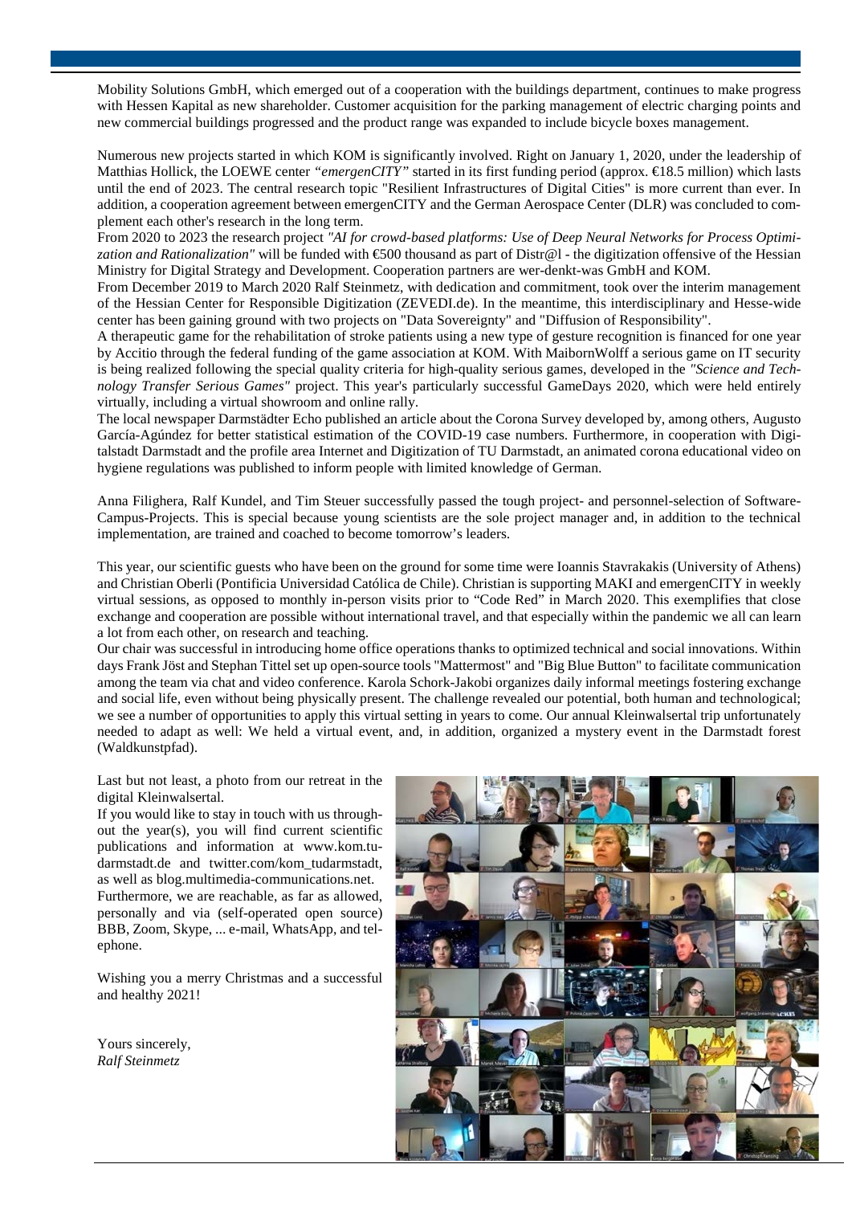Mobility Solutions GmbH, which emerged out of a cooperation with the buildings department, continues to make progress with Hessen Kapital as new shareholder. Customer acquisition for the parking management of electric charging points and new commercial buildings progressed and the product range was expanded to include bicycle boxes management.

Numerous new projects started in which KOM is significantly involved. Right on January 1, 2020, under the leadership of Matthias Hollick, the LOEWE center *"emergenCITY"* started in its first funding period (approx. €18.5 million) which lasts until the end of 2023. The central research topic "Resilient Infrastructures of Digital Cities" is more current than ever. In addition, a cooperation agreement between emergenCITY and the German Aerospace Center (DLR) was concluded to complement each other's research in the long term.

From 2020 to 2023 the research project *"AI for crowd-based platforms: Use of Deep Neural Networks for Process Optimization and Rationalization"* will be funded with €500 thousand as part of Distr@l - the digitization offensive of the Hessian Ministry for Digital Strategy and Development. Cooperation partners are wer-denkt-was GmbH and KOM.

From December 2019 to March 2020 Ralf Steinmetz, with dedication and commitment, took over the interim management of the Hessian Center for Responsible Digitization (ZEVEDI.de). In the meantime, this interdisciplinary and Hesse-wide center has been gaining ground with two projects on "Data Sovereignty" and "Diffusion of Responsibility".

A therapeutic game for the rehabilitation of stroke patients using a new type of gesture recognition is financed for one year by Accitio through the federal funding of the game association at KOM. With MaibornWolff a serious game on IT security is being realized following the special quality criteria for high-quality serious games, developed in the *"Science and Technology Transfer Serious Games"* project. This year's particularly successful GameDays 2020, which were held entirely virtually, including a virtual showroom and online rally.

The local newspaper Darmstädter Echo published an article about the Corona Survey developed by, among others, Augusto García-Agúndez for better statistical estimation of the COVID-19 case numbers. Furthermore, in cooperation with Digitalstadt Darmstadt and the profile area Internet and Digitization of TU Darmstadt, an animated corona educational video on hygiene regulations was published to inform people with limited knowledge of German.

Anna Filighera, Ralf Kundel, and Tim Steuer successfully passed the tough project- and personnel-selection of Software-Campus-Projects. This is special because young scientists are the sole project manager and, in addition to the technical implementation, are trained and coached to become tomorrow's leaders.

This year, our scientific guests who have been on the ground for some time were Ioannis Stavrakakis (University of Athens) and Christian Oberli (Pontificia Universidad Católica de Chile). Christian is supporting MAKI and emergenCITY in weekly virtual sessions, as opposed to monthly in-person visits prior to "Code Red" in March 2020. This exemplifies that close exchange and cooperation are possible without international travel, and that especially within the pandemic we all can learn a lot from each other, on research and teaching.

Our chair was successful in introducing home office operations thanks to optimized technical and social innovations. Within days Frank Jöst and Stephan Tittel set up open-source tools "Mattermost" and "Big Blue Button" to facilitate communication among the team via chat and video conference. Karola Schork-Jakobi organizes daily informal meetings fostering exchange and social life, even without being physically present. The challenge revealed our potential, both human and technological; we see a number of opportunities to apply this virtual setting in years to come. Our annual Kleinwalsertal trip unfortunately needed to adapt as well: We held a virtual event, and, in addition, organized a mystery event in the Darmstadt forest (Waldkunstpfad).

Last but not least, a photo from our retreat in the digital Kleinwalsertal.

If you would like to stay in touch with us throughout the year(s), you will find current scientific publications and information at www.kom.tu-darmstadt.de and twitter.com/kom_tudarmstadt, as well as blog.multimedia-communications.net.

Furthermore, we are reachable, as far as allowed, personally and via (self-operated open source) BBB, Zoom, Skype, ... e-mail, WhatsApp, and telephone.

Wishing you a merry Christmas and a successful and healthy 2021!

Yours sincerely,

*Ralf Steinmetz*